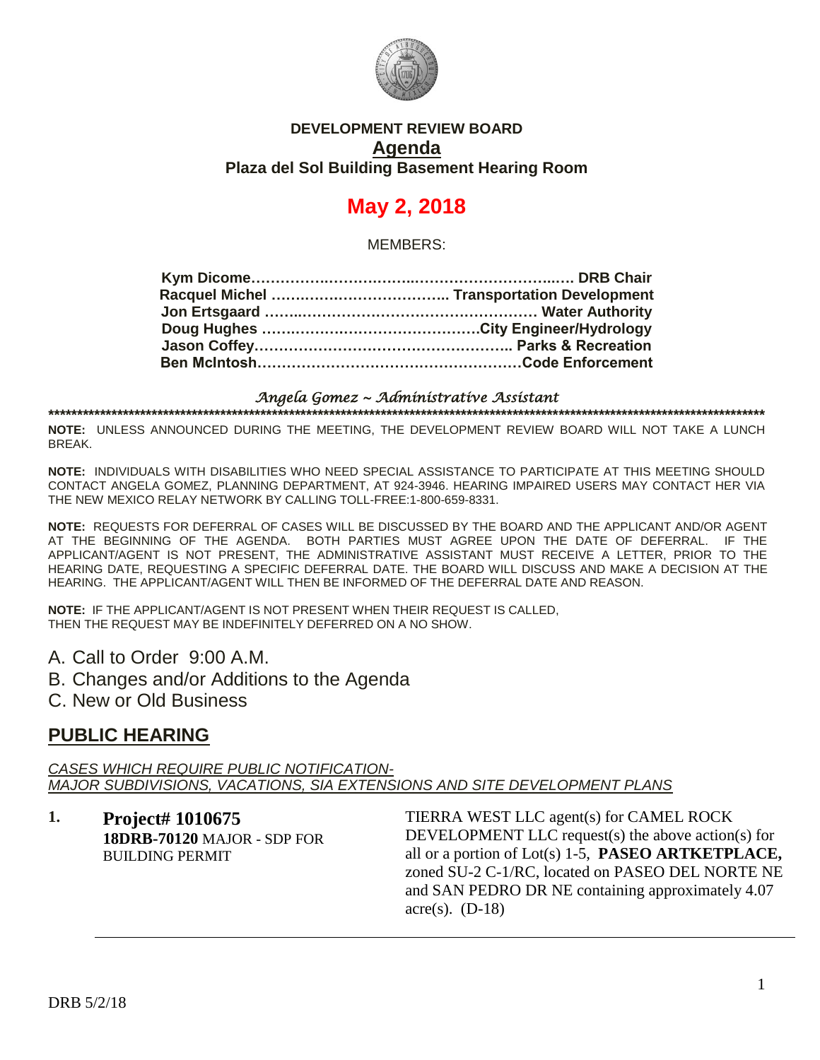**DEVELOPMENT REVIEW BOARD**

**Agenda**

**Plaza del Sol Building Basement Hearing Room**

# May 2, 2018

MEMBERS:

**Kym Dicome………………………………………………….. DRB Chair**
**Racquel Michel ……………………………….. Transportation Development**
**Jon Ertsgaard ……………………………………………… Water Authority**
**Doug Hughes ………………………………………City Engineer/Hydrology**
**Jason Coffey……………………………………………… Parks & Recreation**
**Ben McIntosh………………………………………………Code Enforcement**

*Angela Gomez ~ Administrative Assistant*

**\*\*\*\*\*\*\*\*\*\*\*\*\*\*\*\*\*\*\*\*\*\*\*\*\*\*\*\*\*\*\*\*\*\*\*\*\*\*\*\*\*\*\*\*\*\*\*\*\*\*\*\*\*\*\*\*\*\*\*\*\*\*\*\*\*\*\*\*\*\*\*\*\*\*\*\*\*\*\*\*\*\*\*\*\*\*\*\*\*\*\*\*\*\*\*\*\*\*\*\*\*\*\*\*\*\*\*\*\*\*\*\*\*\*\*\*\*\*\*\*\*\*\*\*\***

**NOTE:** UNLESS ANNOUNCED DURING THE MEETING, THE DEVELOPMENT REVIEW BOARD WILL NOT TAKE A LUNCH BREAK.

**NOTE:** INDIVIDUALS WITH DISABILITIES WHO NEED SPECIAL ASSISTANCE TO PARTICIPATE AT THIS MEETING SHOULD CONTACT ANGELA GOMEZ, PLANNING DEPARTMENT, AT 924-3946. HEARING IMPAIRED USERS MAY CONTACT HER VIA THE NEW MEXICO RELAY NETWORK BY CALLING TOLL-FREE:1-800-659-8331.

**NOTE:** REQUESTS FOR DEFERRAL OF CASES WILL BE DISCUSSED BY THE BOARD AND THE APPLICANT AND/OR AGENT AT THE BEGINNING OF THE AGENDA. BOTH PARTIES MUST AGREE UPON THE DATE OF DEFERRAL. IF THE APPLICANT/AGENT IS NOT PRESENT, THE ADMINISTRATIVE ASSISTANT MUST RECEIVE A LETTER, PRIOR TO THE HEARING DATE, REQUESTING A SPECIFIC DEFERRAL DATE. THE BOARD WILL DISCUSS AND MAKE A DECISION AT THE HEARING. THE APPLICANT/AGENT WILL THEN BE INFORMED OF THE DEFERRAL DATE AND REASON.

**NOTE:** IF THE APPLICANT/AGENT IS NOT PRESENT WHEN THEIR REQUEST IS CALLED, THEN THE REQUEST MAY BE INDEFINITELY DEFERRED ON A NO SHOW.

A. Call to Order 9:00 A.M.
B. Changes and/or Additions to the Agenda
C. New or Old Business

## PUBLIC HEARING

*CASES WHICH REQUIRE PUBLIC NOTIFICATION-*
*MAJOR SUBDIVISIONS, VACATIONS, SIA EXTENSIONS AND SITE DEVELOPMENT PLANS*

**1. Project# 1010675**
**18DRB-70120** MAJOR - SDP FOR BUILDING PERMIT

TIERRA WEST LLC agent(s) for CAMEL ROCK DEVELOPMENT LLC request(s) the above action(s) for all or a portion of Lot(s) 1-5, **PASEO ARTKETPLACE,** zoned SU-2 C-1/RC, located on PASEO DEL NORTE NE and SAN PEDRO DR NE containing approximately 4.07 acre(s). (D-18)

---

DRB 5/2/18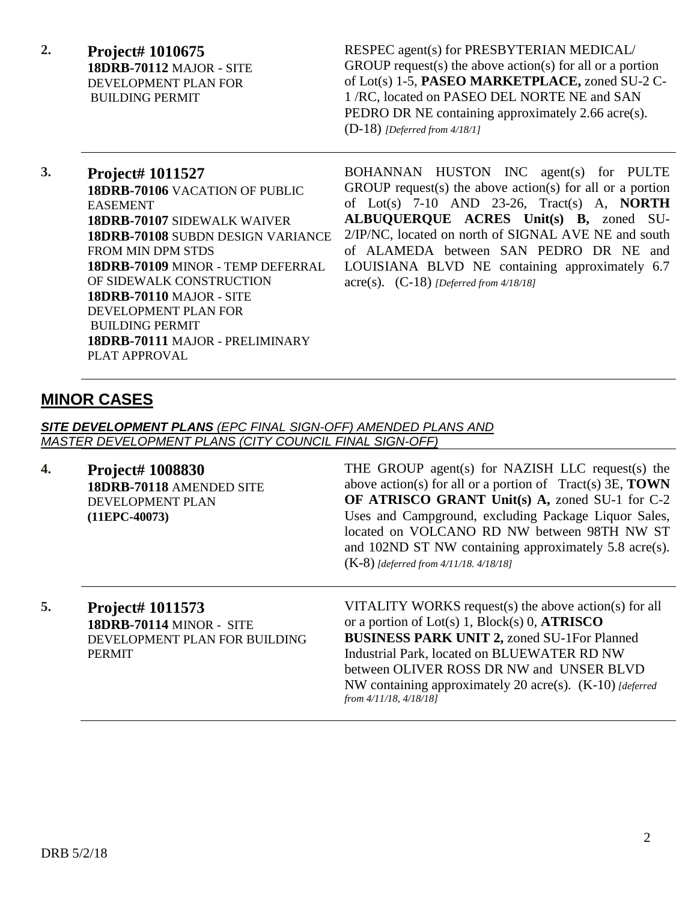**2.** **Project# 1010675**
**18DRB-70112** MAJOR - SITE DEVELOPMENT PLAN FOR BUILDING PERMIT

RESPEC agent(s) for PRESBYTERIAN MEDICAL/ GROUP request(s) the above action(s) for all or a portion of Lot(s) 1-5, **PASEO MARKETPLACE,** zoned SU-2 C-1 /RC, located on PASEO DEL NORTE NE and SAN PEDRO DR NE containing approximately 2.66 acre(s). (D-18) *[Deferred from 4/18/1]*

---

**3.** **Project# 1011527**
**18DRB-70106** VACATION OF PUBLIC EASEMENT
**18DRB-70107** SIDEWALK WAIVER
**18DRB-70108** SUBDN DESIGN VARIANCE FROM MIN DPM STDS
**18DRB-70109** MINOR - TEMP DEFERRAL OF SIDEWALK CONSTRUCTION
**18DRB-70110** MAJOR - SITE DEVELOPMENT PLAN FOR BUILDING PERMIT
**18DRB-70111** MAJOR - PRELIMINARY PLAT APPROVAL

BOHANNAN HUSTON INC agent(s) for PULTE GROUP request(s) the above action(s) for all or a portion of Lot(s) 7-10 AND 23-26, Tract(s) A, **NORTH ALBUQUERQUE ACRES Unit(s) B,** zoned SU-2/IP/NC, located on north of SIGNAL AVE NE and south of ALAMEDA between SAN PEDRO DR NE and LOUISIANA BLVD NE containing approximately 6.7 acre(s). (C-18) *[Deferred from 4/18/18]*

---

## MINOR CASES

***SITE DEVELOPMENT PLANS*** *(EPC FINAL SIGN-OFF) AMENDED PLANS AND MASTER DEVELOPMENT PLANS (CITY COUNCIL FINAL SIGN-OFF)*

**4.** **Project# 1008830**
**18DRB-70118** AMENDED SITE DEVELOPMENT PLAN
**(11EPC-40073)**

THE GROUP agent(s) for NAZISH LLC request(s) the above action(s) for all or a portion of Tract(s) 3E, **TOWN OF ATRISCO GRANT Unit(s) A,** zoned SU-1 for C-2 Uses and Campground, excluding Package Liquor Sales, located on VOLCANO RD NW between 98TH NW ST and 102ND ST NW containing approximately 5.8 acre(s). (K-8) *[deferred from 4/11/18. 4/18/18]*

---

**5.** **Project# 1011573**
**18DRB-70114** MINOR - SITE DEVELOPMENT PLAN FOR BUILDING PERMIT

VITALITY WORKS request(s) the above action(s) for all or a portion of Lot(s) 1, Block(s) 0, **ATRISCO BUSINESS PARK UNIT 2,** zoned SU-1For Planned Industrial Park, located on BLUEWATER RD NW between OLIVER ROSS DR NW and UNSER BLVD NW containing approximately 20 acre(s). (K-10) *[deferred from 4/11/18, 4/18/18]*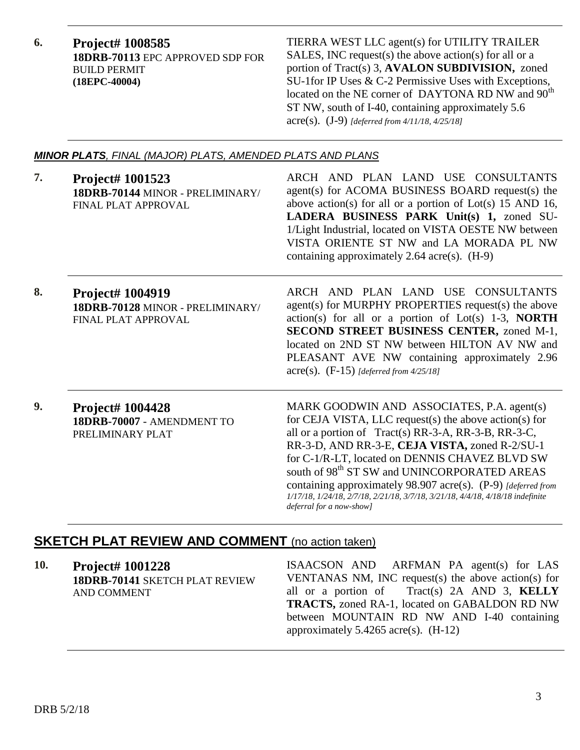**6.** **Project# 1008585**
**18DRB-70113** EPC APPROVED SDP FOR BUILD PERMIT
**(18EPC-40004)**

TIERRA WEST LLC agent(s) for UTILITY TRAILER SALES, INC request(s) the above action(s) for all or a portion of Tract(s) 3, **AVALON SUBDIVISION,** zoned SU-1for IP Uses & C-2 Permissive Uses with Exceptions, located on the NE corner of DAYTONA RD NW and 90th ST NW, south of I-40, containing approximately 5.6 acre(s). (J-9) *[deferred from 4/11/18, 4/25/18]*

***MINOR PLATS**, FINAL (MAJOR) PLATS, AMENDED PLATS AND PLANS*

**7.** **Project# 1001523**
**18DRB-70144** MINOR - PRELIMINARY/ FINAL PLAT APPROVAL

ARCH AND PLAN LAND USE CONSULTANTS agent(s) for ACOMA BUSINESS BOARD request(s) the above action(s) for all or a portion of Lot(s) 15 AND 16, **LADERA BUSINESS PARK Unit(s) 1,** zoned SU-1/Light Industrial, located on VISTA OESTE NW between VISTA ORIENTE ST NW and LA MORADA PL NW containing approximately 2.64 acre(s). (H-9)

**8.** **Project# 1004919**
**18DRB-70128** MINOR - PRELIMINARY/ FINAL PLAT APPROVAL

ARCH AND PLAN LAND USE CONSULTANTS agent(s) for MURPHY PROPERTIES request(s) the above action(s) for all or a portion of Lot(s) 1-3, **NORTH SECOND STREET BUSINESS CENTER,** zoned M-1, located on 2ND ST NW between HILTON AV NW and PLEASANT AVE NW containing approximately 2.96 acre(s). (F-15) *[deferred from 4/25/18]*

**9.** **Project# 1004428**
**18DRB-70007** - AMENDMENT TO PRELIMINARY PLAT

MARK GOODWIN AND ASSOCIATES, P.A. agent(s) for CEJA VISTA, LLC request(s) the above action(s) for all or a portion of Tract(s) RR-3-A, RR-3-B, RR-3-C, RR-3-D, AND RR-3-E, **CEJA VISTA,** zoned R-2/SU-1 for C-1/R-LT, located on DENNIS CHAVEZ BLVD SW south of 98th ST SW and UNINCORPORATED AREAS containing approximately 98.907 acre(s). (P-9) *[deferred from 1/17/18, 1/24/18, 2/7/18, 2/21/18, 3/7/18, 3/21/18, 4/4/18, 4/18/18 indefinite deferral for a now-show]*

## SKETCH PLAT REVIEW AND COMMENT (no action taken)

**10.** **Project# 1001228**
**18DRB-70141** SKETCH PLAT REVIEW AND COMMENT

ISAACSON AND ARFMAN PA agent(s) for LAS VENTANAS NM, INC request(s) the above action(s) for all or a portion of Tract(s) 2A AND 3, **KELLY TRACTS,** zoned RA-1, located on GABALDON RD NW between MOUNTAIN RD NW AND I-40 containing approximately 5.4265 acre(s). (H-12)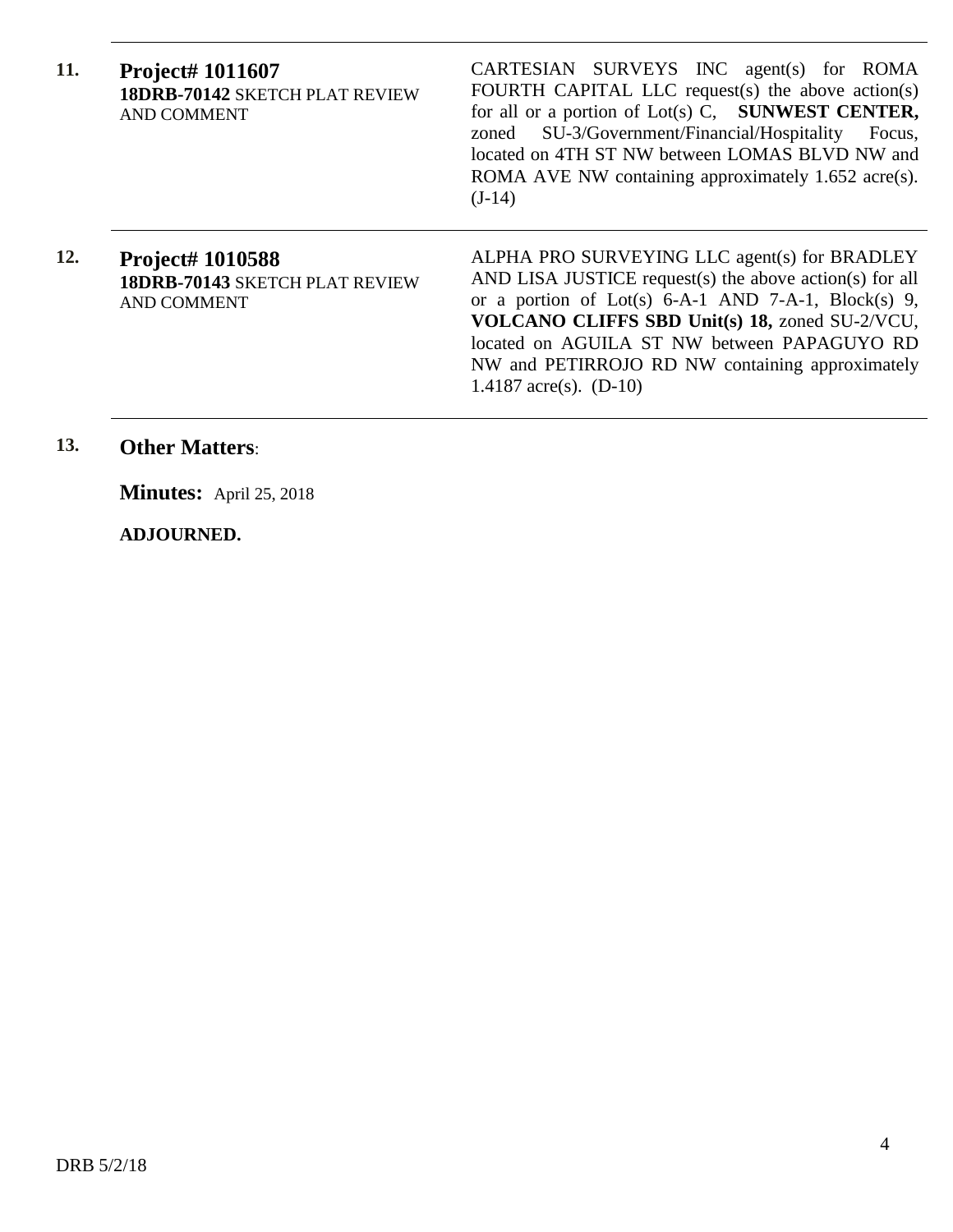| | | |
|---|---|---|
| **11.** | **Project# 1011607**<br>**18DRB-70142** SKETCH PLAT REVIEW AND COMMENT | CARTESIAN SURVEYS INC agent(s) for ROMA FOURTH CAPITAL LLC request(s) the above action(s) for all or a portion of Lot(s) C, **SUNWEST CENTER,** zoned SU-3/Government/Financial/Hospitality Focus, located on 4TH ST NW between LOMAS BLVD NW and ROMA AVE NW containing approximately 1.652 acre(s). (J-14) |
| **12.** | **Project# 1010588**<br>**18DRB-70143** SKETCH PLAT REVIEW AND COMMENT | ALPHA PRO SURVEYING LLC agent(s) for BRADLEY AND LISA JUSTICE request(s) the above action(s) for all or a portion of Lot(s) 6-A-1 AND 7-A-1, Block(s) 9, **VOLCANO CLIFFS SBD Unit(s) 18,** zoned SU-2/VCU, located on AGUILA ST NW between PAPAGUYO RD NW and PETIRROJO RD NW containing approximately 1.4187 acre(s). (D-10) |

**13.** **Other Matters**:

**Minutes:** April 25, 2018

**ADJOURNED.**

DRB 5/2/18